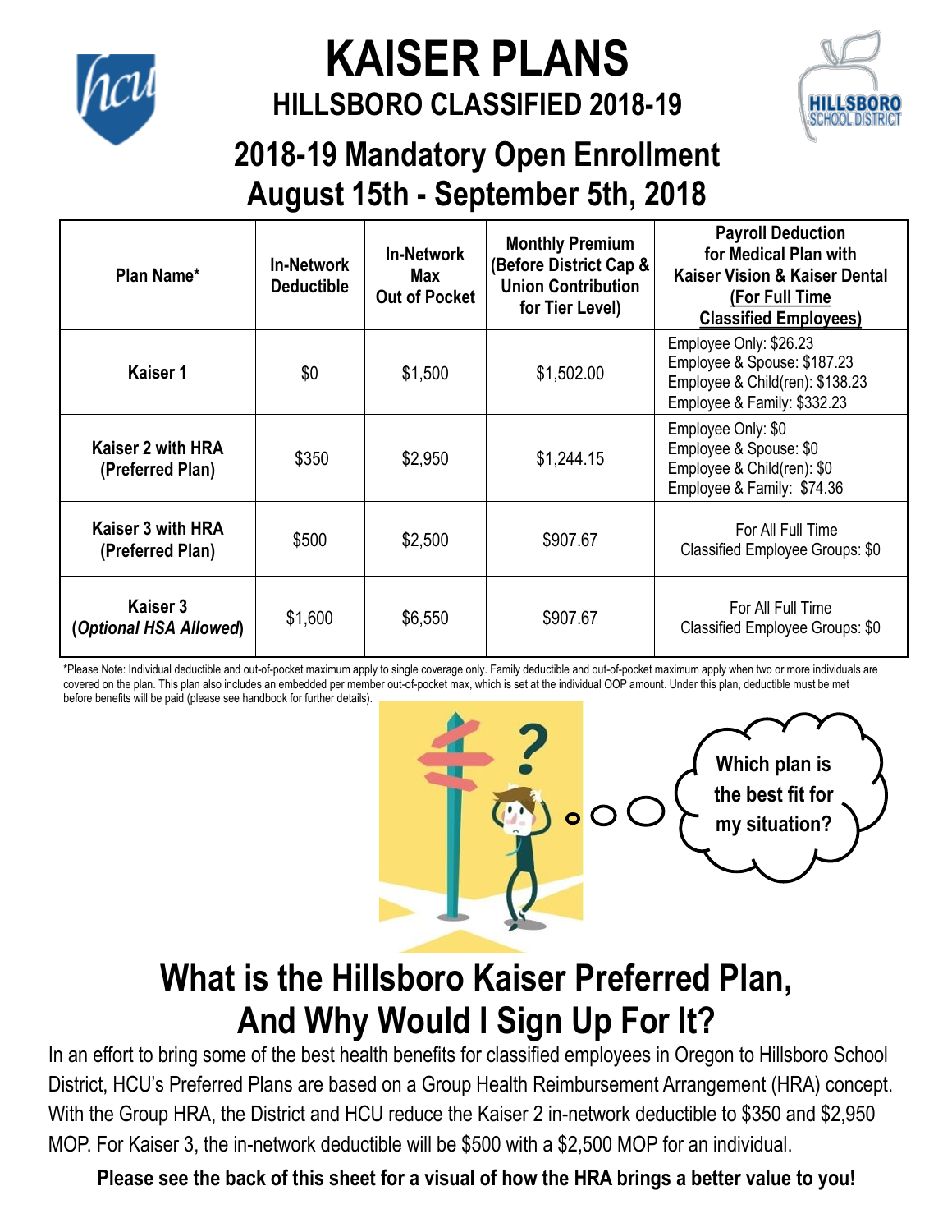# KAISER PLANS

## HILLSBORO CLASSIFIED 2018-19

## 2018-19 Mandatory Open Enrollment August 15th - September 5th, 2018

| Plan Name* | In-Network Deductible | In-Network Max Out of Pocket | Monthly Premium (Before District Cap & Union Contribution for Tier Level) | Payroll Deduction for Medical Plan with Kaiser Vision & Kaiser Dental (For Full Time Classified Employees) |
|---|---|---|---|---|
| **Kaiser 1** | $0 | $1,500 | $1,502.00 | Employee Only: $26.23<br>Employee & Spouse: $187.23<br>Employee & Child(ren): $138.23<br>Employee & Family: $332.23 |
| **Kaiser 2 with HRA (Preferred Plan)** | $350 | $2,950 | $1,244.15 | Employee Only: $0<br>Employee & Spouse: $0<br>Employee & Child(ren): $0<br>Employee & Family: $74.36 |
| **Kaiser 3 with HRA (Preferred Plan)** | $500 | $2,500 | $907.67 | For All Full Time Classified Employee Groups: $0 |
| **Kaiser 3 (*Optional HSA Allowed*)** | $1,600 | $6,550 | $907.67 | For All Full Time Classified Employee Groups: $0 |

*Please Note: Individual deductible and out-of-pocket maximum apply to single coverage only. Family deductible and out-of-pocket maximum apply when two or more individuals are covered on the plan. This plan also includes an embedded per member out-of-pocket max, which is set at the individual OOP amount. Under this plan, deductible must be met before benefits will be paid (please see handbook for further details).

Which plan is the best fit for my situation?

## What is the Hillsboro Kaiser Preferred Plan, And Why Would I Sign Up For It?

In an effort to bring some of the best health benefits for classified employees in Oregon to Hillsboro School District, HCU's Preferred Plans are based on a Group Health Reimbursement Arrangement (HRA) concept. With the Group HRA, the District and HCU reduce the Kaiser 2 in-network deductible to $350 and $2,950 MOP. For Kaiser 3, the in-network deductible will be $500 with a $2,500 MOP for an individual.

**Please see the back of this sheet for a visual of how the HRA brings a better value to you!**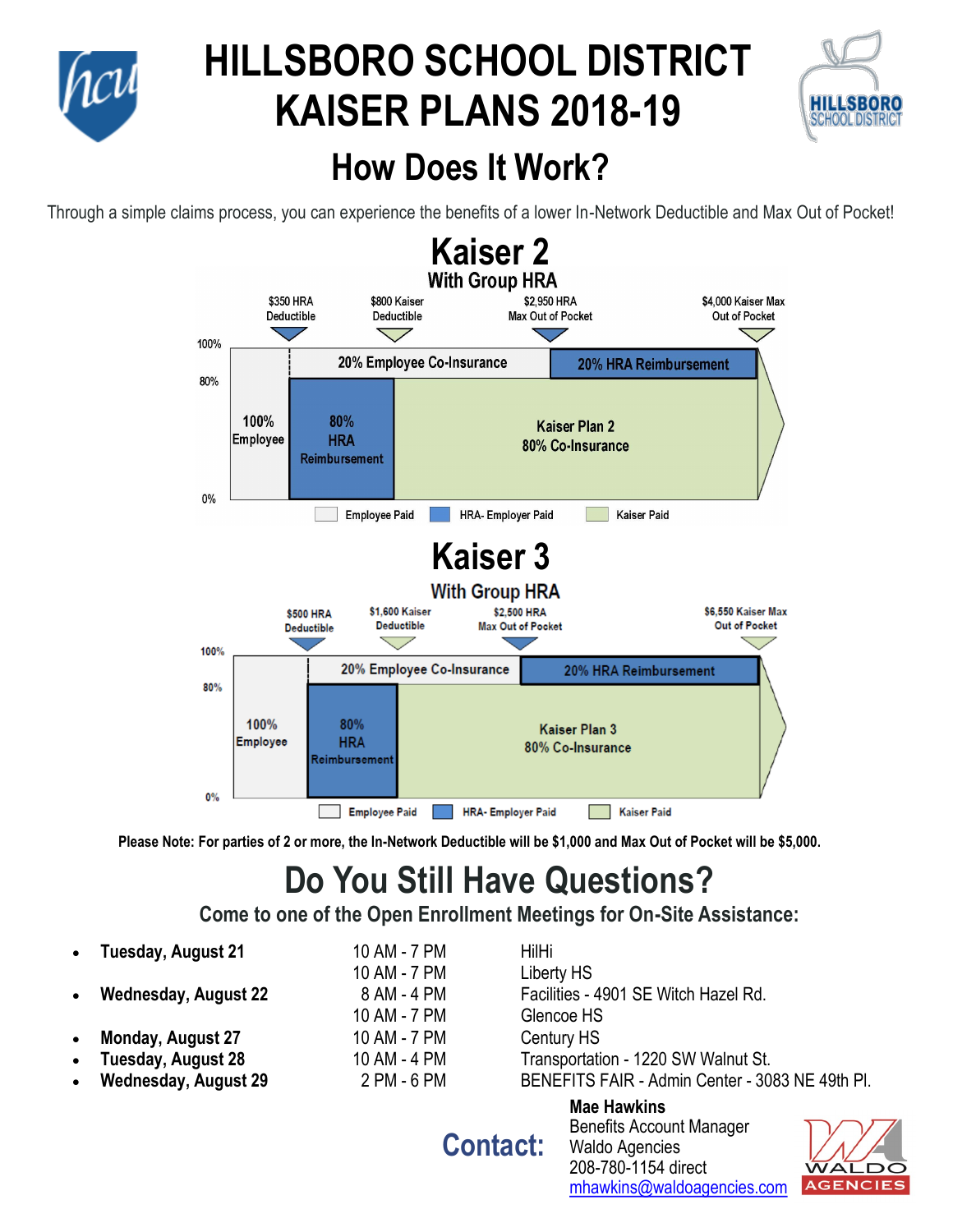# HILLSBORO SCHOOL DISTRICT KAISER PLANS 2018-19

## How Does It Work?

Through a simple claims process, you can experience the benefits of a lower In-Network Deductible and Max Out of Pocket!

### Kaiser 2

With Group HRA

$350 HRA Deductible

$800 Kaiser Deductible

$2,950 HRA Max Out of Pocket

$4,000 Kaiser Max Out of Pocket

100%

80%

0%

20% Employee Co-Insurance

20% HRA Reimbursement

100% Employee

80% HRA Reimbursement

Kaiser Plan 2 80% Co-Insurance

Employee Paid

HRA- Employer Paid

Kaiser Paid

### Kaiser 3

With Group HRA

$500 HRA Deductible

$1,600 Kaiser Deductible

$2,500 HRA Max Out of Pocket

$6,550 Kaiser Max Out of Pocket

100%

80%

0%

20% Employee Co-Insurance

20% HRA Reimbursement

100% Employee

80% HRA Reimbursement

Kaiser Plan 3 80% Co-Insurance

Employee Paid

HRA- Employer Paid

Kaiser Paid

**Please Note: For parties of 2 or more, the In-Network Deductible will be $1,000 and Max Out of Pocket will be $5,000.**

## Do You Still Have Questions?

### Come to one of the Open Enrollment Meetings for On-Site Assistance:

| | | |
|---|---|---|
| **Tuesday, August 21** | 10 AM - 7 PM | HilHi |
| | 10 AM - 7 PM | Liberty HS |
| **Wednesday, August 22** | 8 AM - 4 PM | Facilities - 4901 SE Witch Hazel Rd. |
| | 10 AM - 7 PM | Glencoe HS |
| **Monday, August 27** | 10 AM - 7 PM | Century HS |
| **Tuesday, August 28** | 10 AM - 4 PM | Transportation - 1220 SW Walnut St. |
| **Wednesday, August 29** | 2 PM - 6 PM | BENEFITS FAIR - Admin Center - 3083 NE 49th Pl. |

**Contact:**

**Mae Hawkins**
Benefits Account Manager
Waldo Agencies
208-780-1154 direct
mhawkins@waldoagencies.com